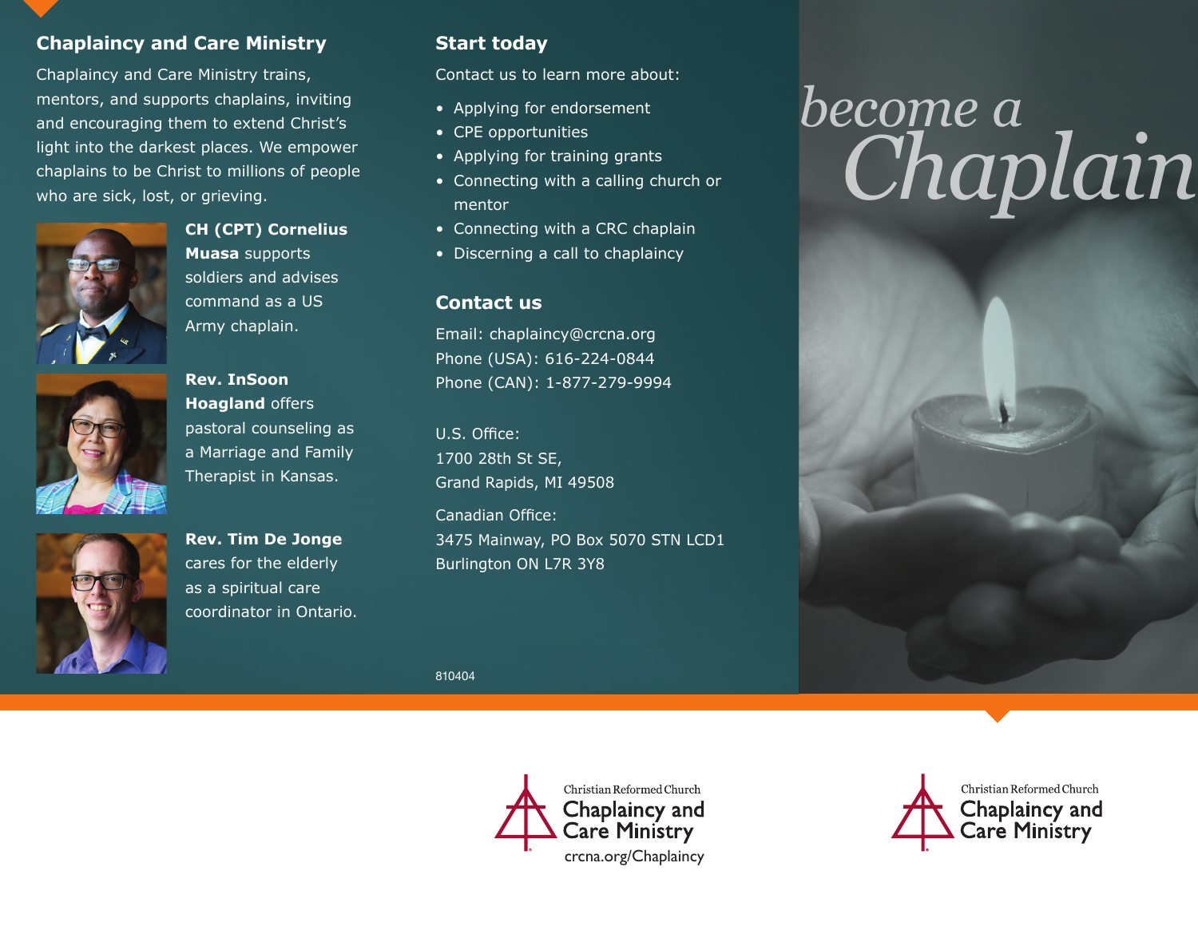## Chaplaincy and Care Ministry

Chaplaincy and Care Ministry trains, mentors, and supports chaplains, inviting and encouraging them to extend Christ's light into the darkest places. We empower chaplains to be Christ to millions of people who are sick, lost, or grieving.

**CH (CPT) Cornelius Muasa** supports soldiers and advises command as a US Army chaplain.

**Rev. InSoon Hoagland** offers pastoral counseling as a Marriage and Family Therapist in Kansas.

**Rev. Tim De Jonge** cares for the elderly as a spiritual care coordinator in Ontario.

## Start today

Contact us to learn more about:

- Applying for endorsement
- CPE opportunities
- Applying for training grants
- Connecting with a calling church or mentor
- Connecting with a CRC chaplain
- Discerning a call to chaplaincy

## Contact us

Email: chaplaincy@crcna.org
Phone (USA): 616-224-0844
Phone (CAN): 1-877-279-9994

U.S. Office:
1700 28th St SE,
Grand Rapids, MI 49508

Canadian Office:
3475 Mainway, PO Box 5070 STN LCD1
Burlington ON L7R 3Y8

810404

Christian Reformed Church
Chaplaincy and Care Ministry
crcna.org/Chaplaincy

*become a* *Chaplain*

Christian Reformed Church
Chaplaincy and Care Ministry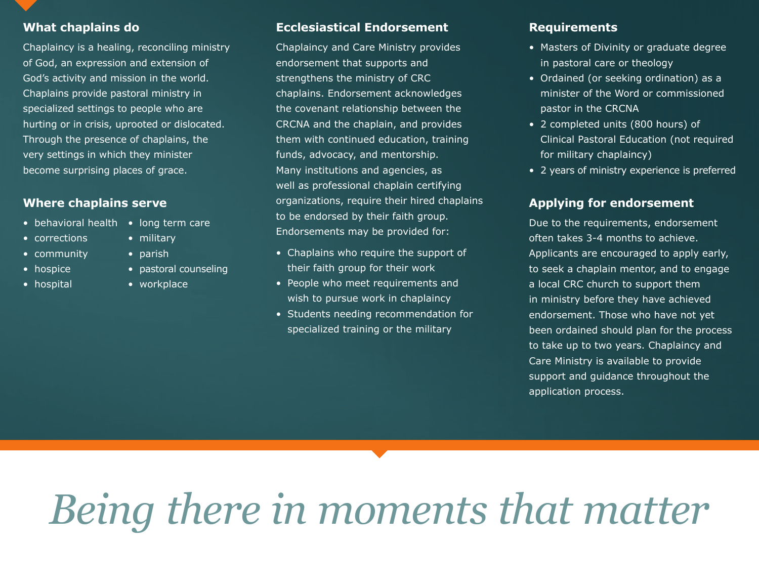## What chaplains do

Chaplaincy is a healing, reconciling ministry of God, an expression and extension of God's activity and mission in the world. Chaplains provide pastoral ministry in specialized settings to people who are hurting or in crisis, uprooted or dislocated. Through the presence of chaplains, the very settings in which they minister become surprising places of grace.

## Where chaplains serve

- behavioral health
- corrections
- community
- hospice
- hospital
- long term care
- military
- parish
- pastoral counseling
- workplace

## Ecclesiastical Endorsement

Chaplaincy and Care Ministry provides endorsement that supports and strengthens the ministry of CRC chaplains. Endorsement acknowledges the covenant relationship between the CRCNA and the chaplain, and provides them with continued education, training funds, advocacy, and mentorship. Many institutions and agencies, as well as professional chaplain certifying organizations, require their hired chaplains to be endorsed by their faith group. Endorsements may be provided for:

- Chaplains who require the support of their faith group for their work
- People who meet requirements and wish to pursue work in chaplaincy
- Students needing recommendation for specialized training or the military

## Requirements

- Masters of Divinity or graduate degree in pastoral care or theology
- Ordained (or seeking ordination) as a minister of the Word or commissioned pastor in the CRCNA
- 2 completed units (800 hours) of Clinical Pastoral Education (not required for military chaplaincy)
- 2 years of ministry experience is preferred

## Applying for endorsement

Due to the requirements, endorsement often takes 3-4 months to achieve. Applicants are encouraged to apply early, to seek a chaplain mentor, and to engage a local CRC church to support them in ministry before they have achieved endorsement. Those who have not yet been ordained should plan for the process to take up to two years. Chaplaincy and Care Ministry is available to provide support and guidance throughout the application process.

*Being there in moments that matter*